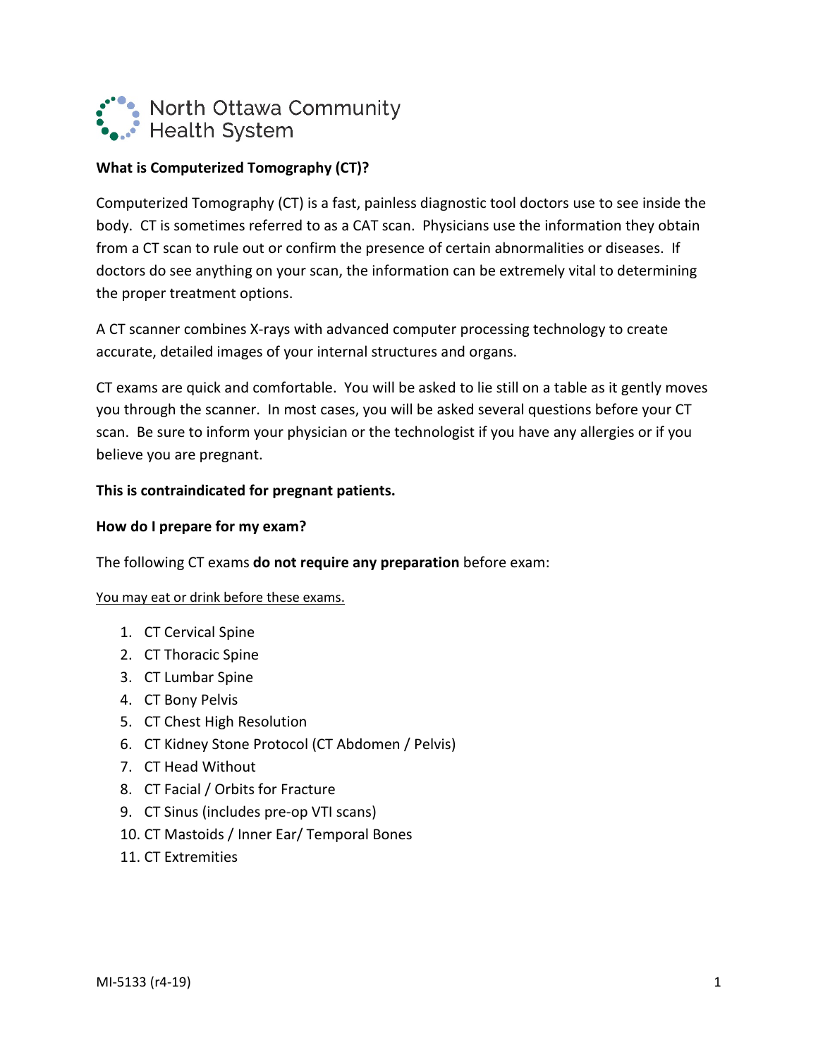North Ottawa Community Health System

**What is Computerized Tomography (CT)?**

Computerized Tomography (CT) is a fast, painless diagnostic tool doctors use to see inside the body. CT is sometimes referred to as a CAT scan. Physicians use the information they obtain from a CT scan to rule out or confirm the presence of certain abnormalities or diseases. If doctors do see anything on your scan, the information can be extremely vital to determining the proper treatment options.

A CT scanner combines X-rays with advanced computer processing technology to create accurate, detailed images of your internal structures and organs.

CT exams are quick and comfortable. You will be asked to lie still on a table as it gently moves you through the scanner. In most cases, you will be asked several questions before your CT scan. Be sure to inform your physician or the technologist if you have any allergies or if you believe you are pregnant.

**This is contraindicated for pregnant patients.**

**How do I prepare for my exam?**

The following CT exams **do not require any preparation** before exam:

<u>You may eat or drink before these exams.</u>

1. CT Cervical Spine
2. CT Thoracic Spine
3. CT Lumbar Spine
4. CT Bony Pelvis
5. CT Chest High Resolution
6. CT Kidney Stone Protocol (CT Abdomen / Pelvis)
7. CT Head Without
8. CT Facial / Orbits for Fracture
9. CT Sinus (includes pre-op VTI scans)
10. CT Mastoids / Inner Ear/ Temporal Bones
11. CT Extremities

MI-5133 (r4-19)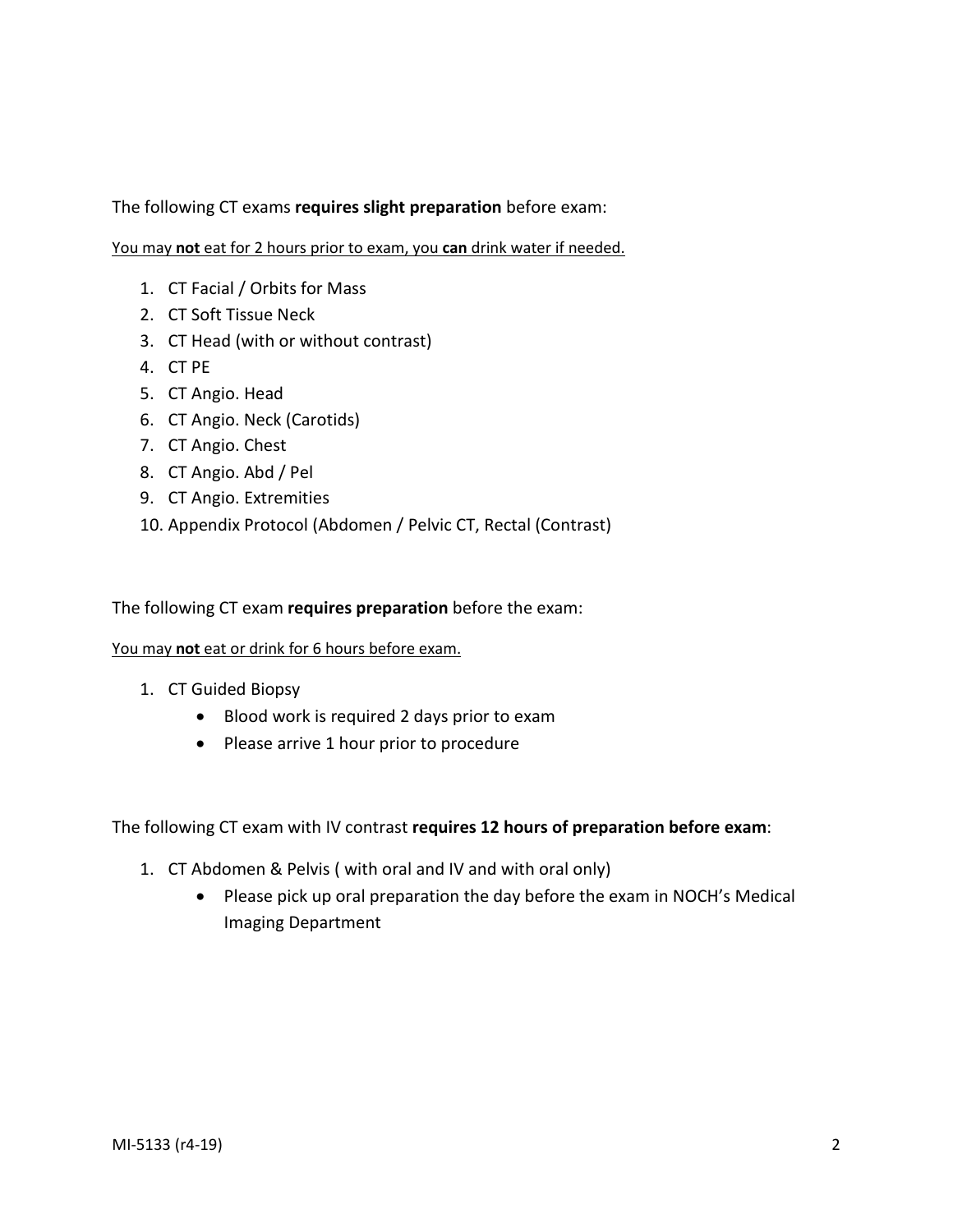The following CT exams **requires slight preparation** before exam:

<u>You may **not** eat for 2 hours prior to exam, you **can** drink water if needed.</u>

1. CT Facial / Orbits for Mass
2. CT Soft Tissue Neck
3. CT Head (with or without contrast)
4. CT PE
5. CT Angio. Head
6. CT Angio. Neck (Carotids)
7. CT Angio. Chest
8. CT Angio. Abd / Pel
9. CT Angio. Extremities
10. Appendix Protocol (Abdomen / Pelvic CT, Rectal (Contrast)

The following CT exam **requires preparation** before the exam:

<u>You may **not** eat or drink for 6 hours before exam.</u>

1. CT Guided Biopsy
   - Blood work is required 2 days prior to exam
   - Please arrive 1 hour prior to procedure

The following CT exam with IV contrast **requires 12 hours of preparation before exam**:

1. CT Abdomen & Pelvis ( with oral and IV and with oral only)
   - Please pick up oral preparation the day before the exam in NOCH's Medical Imaging Department

MI-5133 (r4-19)